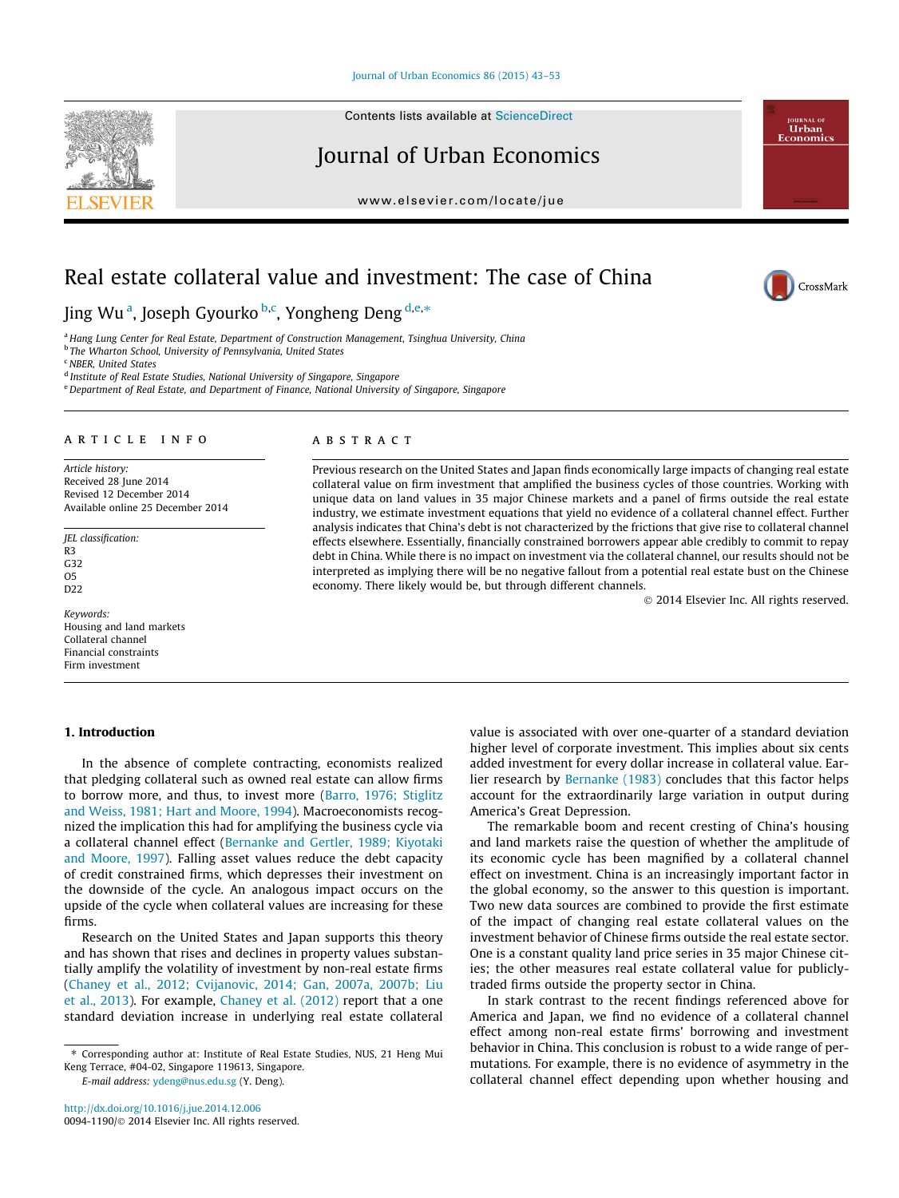# Real estate collateral value and investment: The case of China

Jing Wu [a], Joseph Gyourko [b,c], Yongheng Deng [d,e,*]

[a] Hang Lung Center for Real Estate, Department of Construction Management, Tsinghua University, China
[b] The Wharton School, University of Pennsylvania, United States
[c] NBER, United States
[d] Institute of Real Estate Studies, National University of Singapore, Singapore
[e] Department of Real Estate, and Department of Finance, National University of Singapore, Singapore

**ARTICLE INFO**

*Article history:*
Received 28 June 2014
Revised 12 December 2014
Available online 25 December 2014

*JEL classification:*
R3
G32
O5
D22

*Keywords:*
Housing and land markets
Collateral channel
Financial constraints
Firm investment

**ABSTRACT**

Previous research on the United States and Japan finds economically large impacts of changing real estate collateral value on firm investment that amplified the business cycles of those countries. Working with unique data on land values in 35 major Chinese markets and a panel of firms outside the real estate industry, we estimate investment equations that yield no evidence of a collateral channel effect. Further analysis indicates that China's debt is not characterized by the frictions that give rise to collateral channel effects elsewhere. Essentially, financially constrained borrowers appear able credibly to commit to repay debt in China. While there is no impact on investment via the collateral channel, our results should not be interpreted as implying there will be no negative fallout from a potential real estate bust on the Chinese economy. There likely would be, but through different channels.

© 2014 Elsevier Inc. All rights reserved.

## 1. Introduction

In the absence of complete contracting, economists realized that pledging collateral such as owned real estate can allow firms to borrow more, and thus, to invest more (Barro, 1976; Stiglitz and Weiss, 1981; Hart and Moore, 1994). Macroeconomists recognized the implication this had for amplifying the business cycle via a collateral channel effect (Bernanke and Gertler, 1989; Kiyotaki and Moore, 1997). Falling asset values reduce the debt capacity of credit constrained firms, which depresses their investment on the downside of the cycle. An analogous impact occurs on the upside of the cycle when collateral values are increasing for these firms.

Research on the United States and Japan supports this theory and has shown that rises and declines in property values substantially amplify the volatility of investment by non-real estate firms (Chaney et al., 2012; Cvijanovic, 2014; Gan, 2007a, 2007b; Liu et al., 2013). For example, Chaney et al. (2012) report that a one standard deviation increase in underlying real estate collateral value is associated with over one-quarter of a standard deviation higher level of corporate investment. This implies about six cents added investment for every dollar increase in collateral value. Earlier research by Bernanke (1983) concludes that this factor helps account for the extraordinarily large variation in output during America's Great Depression.

The remarkable boom and recent cresting of China's housing and land markets raise the question of whether the amplitude of its economic cycle has been magnified by a collateral channel effect on investment. China is an increasingly important factor in the global economy, so the answer to this question is important. Two new data sources are combined to provide the first estimate of the impact of changing real estate collateral values on the investment behavior of Chinese firms outside the real estate sector. One is a constant quality land price series in 35 major Chinese cities; the other measures real estate collateral value for publicly-traded firms outside the property sector in China.

In stark contrast to the recent findings referenced above for America and Japan, we find no evidence of a collateral channel effect among non-real estate firms' borrowing and investment behavior in China. This conclusion is robust to a wide range of permutations. For example, there is no evidence of asymmetry in the collateral channel effect depending upon whether housing and

* Corresponding author at: Institute of Real Estate Studies, NUS, 21 Heng Mui Keng Terrace, #04-02, Singapore 119613, Singapore.
E-mail address: ydeng@nus.edu.sg (Y. Deng).

http://dx.doi.org/10.1016/j.jue.2014.12.006
0094-1190/© 2014 Elsevier Inc. All rights reserved.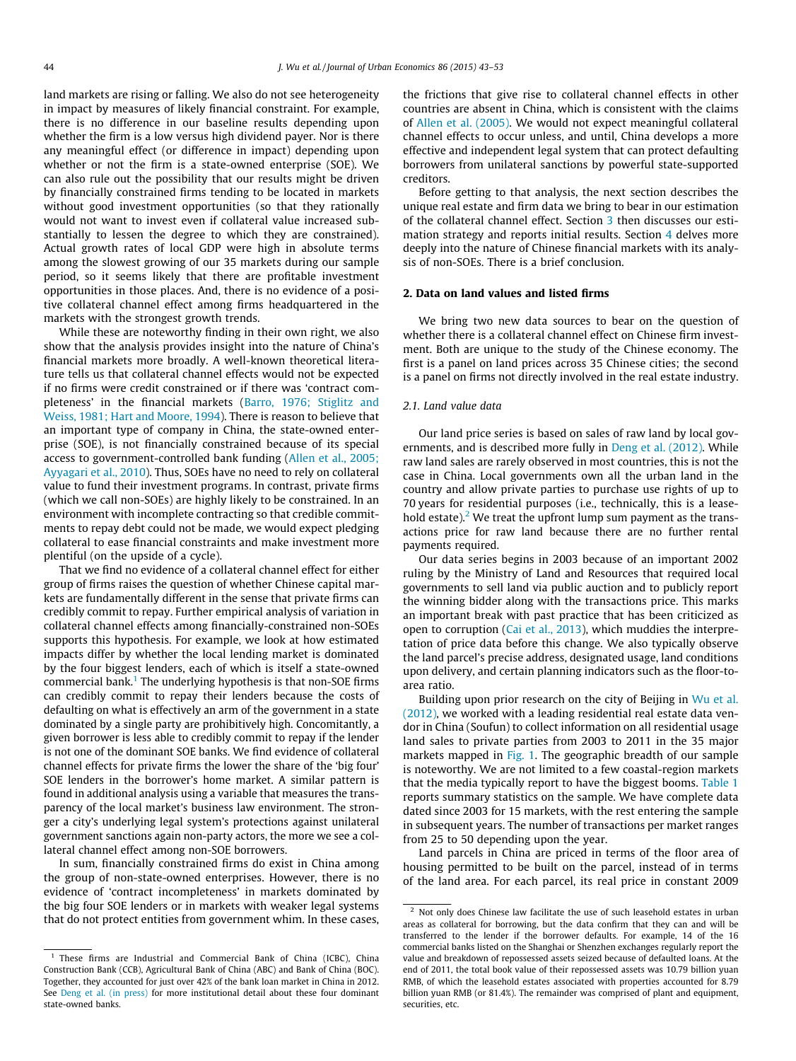land markets are rising or falling. We also do not see heterogeneity in impact by measures of likely financial constraint. For example, there is no difference in our baseline results depending upon whether the firm is a low versus high dividend payer. Nor is there any meaningful effect (or difference in impact) depending upon whether or not the firm is a state-owned enterprise (SOE). We can also rule out the possibility that our results might be driven by financially constrained firms tending to be located in markets without good investment opportunities (so that they rationally would not want to invest even if collateral value increased substantially to lessen the degree to which they are constrained). Actual growth rates of local GDP were high in absolute terms among the slowest growing of our 35 markets during our sample period, so it seems likely that there are profitable investment opportunities in those places. And, there is no evidence of a positive collateral channel effect among firms headquartered in the markets with the strongest growth trends.

While these are noteworthy finding in their own right, we also show that the analysis provides insight into the nature of China's financial markets more broadly. A well-known theoretical literature tells us that collateral channel effects would not be expected if no firms were credit constrained or if there was 'contract completeness' in the financial markets (Barro, 1976; Stiglitz and Weiss, 1981; Hart and Moore, 1994). There is reason to believe that an important type of company in China, the state-owned enterprise (SOE), is not financially constrained because of its special access to government-controlled bank funding (Allen et al., 2005; Ayyagari et al., 2010). Thus, SOEs have no need to rely on collateral value to fund their investment programs. In contrast, private firms (which we call non-SOEs) are highly likely to be constrained. In an environment with incomplete contracting so that credible commitments to repay debt could not be made, we would expect pledging collateral to ease financial constraints and make investment more plentiful (on the upside of a cycle).

That we find no evidence of a collateral channel effect for either group of firms raises the question of whether Chinese capital markets are fundamentally different in the sense that private firms can credibly commit to repay. Further empirical analysis of variation in collateral channel effects among financially-constrained non-SOEs supports this hypothesis. For example, we look at how estimated impacts differ by whether the local lending market is dominated by the four biggest lenders, each of which is itself a state-owned commercial bank.[1] The underlying hypothesis is that non-SOE firms can credibly commit to repay their lenders because the costs of defaulting on what is effectively an arm of the government in a state dominated by a single party are prohibitively high. Concomitantly, a given borrower is less able to credibly commit to repay if the lender is not one of the dominant SOE banks. We find evidence of collateral channel effects for private firms the lower the share of the 'big four' SOE lenders in the borrower's home market. A similar pattern is found in additional analysis using a variable that measures the transparency of the local market's business law environment. The stronger a city's underlying legal system's protections against unilateral government sanctions again non-party actors, the more we see a collateral channel effect among non-SOE borrowers.

In sum, financially constrained firms do exist in China among the group of non-state-owned enterprises. However, there is no evidence of 'contract incompleteness' in markets dominated by the big four SOE lenders or in markets with weaker legal systems that do not protect entities from government whim. In these cases, the frictions that give rise to collateral channel effects in other countries are absent in China, which is consistent with the claims of Allen et al. (2005). We would not expect meaningful collateral channel effects to occur unless, and until, China develops a more effective and independent legal system that can protect defaulting borrowers from unilateral sanctions by powerful state-supported creditors.

Before getting to that analysis, the next section describes the unique real estate and firm data we bring to bear in our estimation of the collateral channel effect. Section 3 then discusses our estimation strategy and reports initial results. Section 4 delves more deeply into the nature of Chinese financial markets with its analysis of non-SOEs. There is a brief conclusion.

## 2. Data on land values and listed firms

We bring two new data sources to bear on the question of whether there is a collateral channel effect on Chinese firm investment. Both are unique to the study of the Chinese economy. The first is a panel on land prices across 35 Chinese cities; the second is a panel on firms not directly involved in the real estate industry.

### 2.1. Land value data

Our land price series is based on sales of raw land by local governments, and is described more fully in Deng et al. (2012). While raw land sales are rarely observed in most countries, this is not the case in China. Local governments own all the urban land in the country and allow private parties to purchase use rights of up to 70 years for residential purposes (i.e., technically, this is a leasehold estate).[2] We treat the upfront lump sum payment as the transactions price for raw land because there are no further rental payments required.

Our data series begins in 2003 because of an important 2002 ruling by the Ministry of Land and Resources that required local governments to sell land via public auction and to publicly report the winning bidder along with the transactions price. This marks an important break with past practice that has been criticized as open to corruption (Cai et al., 2013), which muddies the interpretation of price data before this change. We also typically observe the land parcel's precise address, designated usage, land conditions upon delivery, and certain planning indicators such as the floor-to-area ratio.

Building upon prior research on the city of Beijing in Wu et al. (2012), we worked with a leading residential real estate data vendor in China (Soufun) to collect information on all residential usage land sales to private parties from 2003 to 2011 in the 35 major markets mapped in Fig. 1. The geographic breadth of our sample is noteworthy. We are not limited to a few coastal-region markets that the media typically report to have the biggest booms. Table 1 reports summary statistics on the sample. We have complete data dated since 2003 for 15 markets, with the rest entering the sample in subsequent years. The number of transactions per market ranges from 25 to 50 depending upon the year.

Land parcels in China are priced in terms of the floor area of housing permitted to be built on the parcel, instead of in terms of the land area. For each parcel, its real price in constant 2009

---

[1] These firms are Industrial and Commercial Bank of China (ICBC), China Construction Bank (CCB), Agricultural Bank of China (ABC) and Bank of China (BOC). Together, they accounted for just over 42% of the bank loan market in China in 2012. See Deng et al. (in press) for more institutional detail about these four dominant state-owned banks.

[2] Not only does Chinese law facilitate the use of such leasehold estates in urban areas as collateral for borrowing, but the data confirm that they can and will be transferred to the lender if the borrower defaults. For example, 14 of the 16 commercial banks listed on the Shanghai or Shenzhen exchanges regularly report the value and breakdown of repossessed assets seized because of defaulted loans. At the end of 2011, the total book value of their repossessed assets was 10.79 billion yuan RMB, of which the leasehold estates associated with properties accounted for 8.79 billion yuan RMB (or 81.4%). The remainder was comprised of plant and equipment, securities, etc.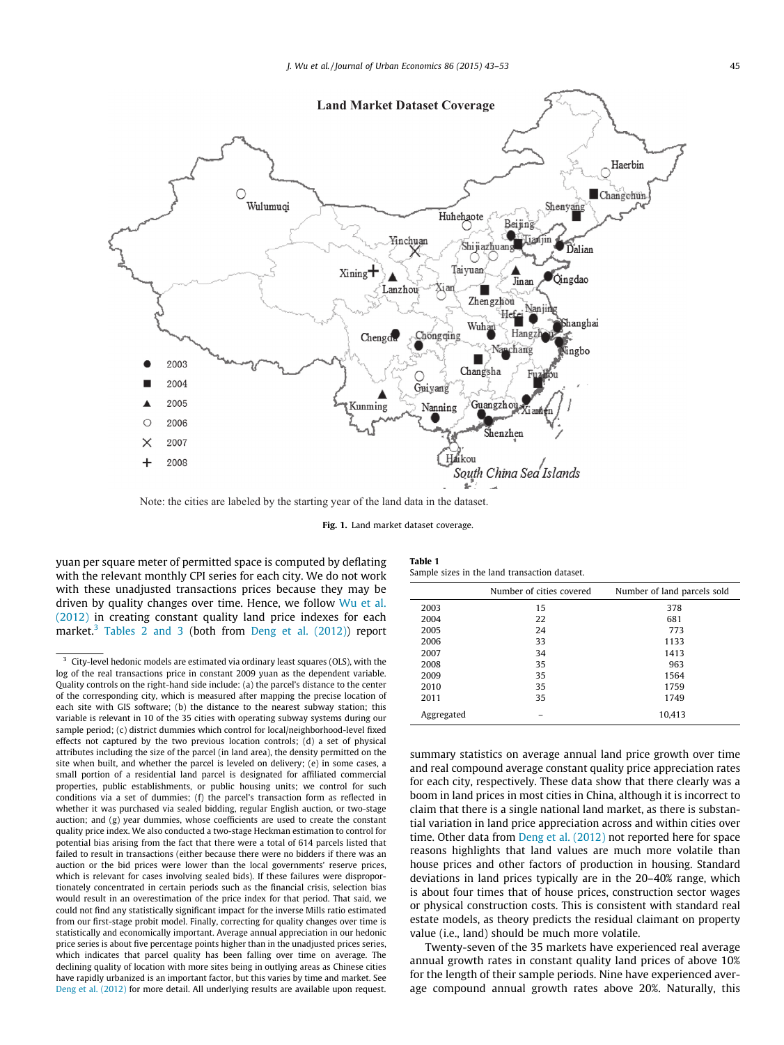Note: the cities are labeled by the starting year of the land data in the dataset.

**Fig. 1.** Land market dataset coverage.

yuan per square meter of permitted space is computed by deflating with the relevant monthly CPI series for each city. We do not work with these unadjusted transactions prices because they may be driven by quality changes over time. Hence, we follow Wu et al. (2012) in creating constant quality land price indexes for each market.[3] Tables 2 and 3 (both from Deng et al. (2012)) report summary statistics on average annual land price growth over time and real compound average constant quality price appreciation rates for each city, respectively. These data show that there clearly was a boom in land prices in most cities in China, although it is incorrect to claim that there is a single national land market, as there is substantial variation in land price appreciation across and within cities over time. Other data from Deng et al. (2012) not reported here for space reasons highlights that land values are much more volatile than house prices and other factors of production in housing. Standard deviations in land prices typically are in the 20–40% range, which is about four times that of house prices, construction sector wages or physical construction costs. This is consistent with standard real estate models, as theory predicts the residual claimant on property value (i.e., land) should be much more volatile.

**Table 1**
Sample sizes in the land transaction dataset.

| | Number of cities covered | Number of land parcels sold |
|---|---|---|
| 2003 | 15 | 378 |
| 2004 | 22 | 681 |
| 2005 | 24 | 773 |
| 2006 | 33 | 1133 |
| 2007 | 34 | 1413 |
| 2008 | 35 | 963 |
| 2009 | 35 | 1564 |
| 2010 | 35 | 1759 |
| 2011 | 35 | 1749 |
| Aggregated | – | 10,413 |

Twenty-seven of the 35 markets have experienced real average annual growth rates in constant quality land prices of above 10% for the length of their sample periods. Nine have experienced average compound annual growth rates above 20%. Naturally, this

[3] City-level hedonic models are estimated via ordinary least squares (OLS), with the log of the real transactions price in constant 2009 yuan as the dependent variable. Quality controls on the right-hand side include: (a) the parcel's distance to the center of the corresponding city, which is measured after mapping the precise location of each site with GIS software; (b) the distance to the nearest subway station; this variable is relevant in 10 of the 35 cities with operating subway systems during our sample period; (c) district dummies which control for local/neighborhood-level fixed effects not captured by the two previous location controls; (d) a set of physical attributes including the size of the parcel (in land area), the density permitted on the site when built, and whether the parcel is leveled on delivery; (e) in some cases, a small portion of a residential land parcel is designated for affiliated commercial properties, public establishments, or public housing units; we control for such conditions via a set of dummies; (f) the parcel's transaction form as reflected in whether it was purchased via sealed bidding, regular English auction, or two-stage auction; and (g) year dummies, whose coefficients are used to create the constant quality price index. We also conducted a two-stage Heckman estimation to control for potential bias arising from the fact that there were a total of 614 parcels listed that failed to result in transactions (either because there were no bidders if there was an auction or the bid prices were lower than the local governments' reserve prices, which is relevant for cases involving sealed bids). If these failures were disproportionately concentrated in certain periods such as the financial crisis, selection bias would result in an overestimation of the price index for that period. That said, we could not find any statistically significant impact for the inverse Mills ratio estimated from our first-stage probit model. Finally, correcting for quality changes over time is statistically and economically important. Average annual appreciation in our hedonic price series is about five percentage points higher than in the unadjusted prices series, which indicates that parcel quality has been falling over time on average. The declining quality of location with more sites being in outlying areas as Chinese cities have rapidly urbanized is an important factor, but this varies by time and market. See Deng et al. (2012) for more detail. All underlying results are available upon request.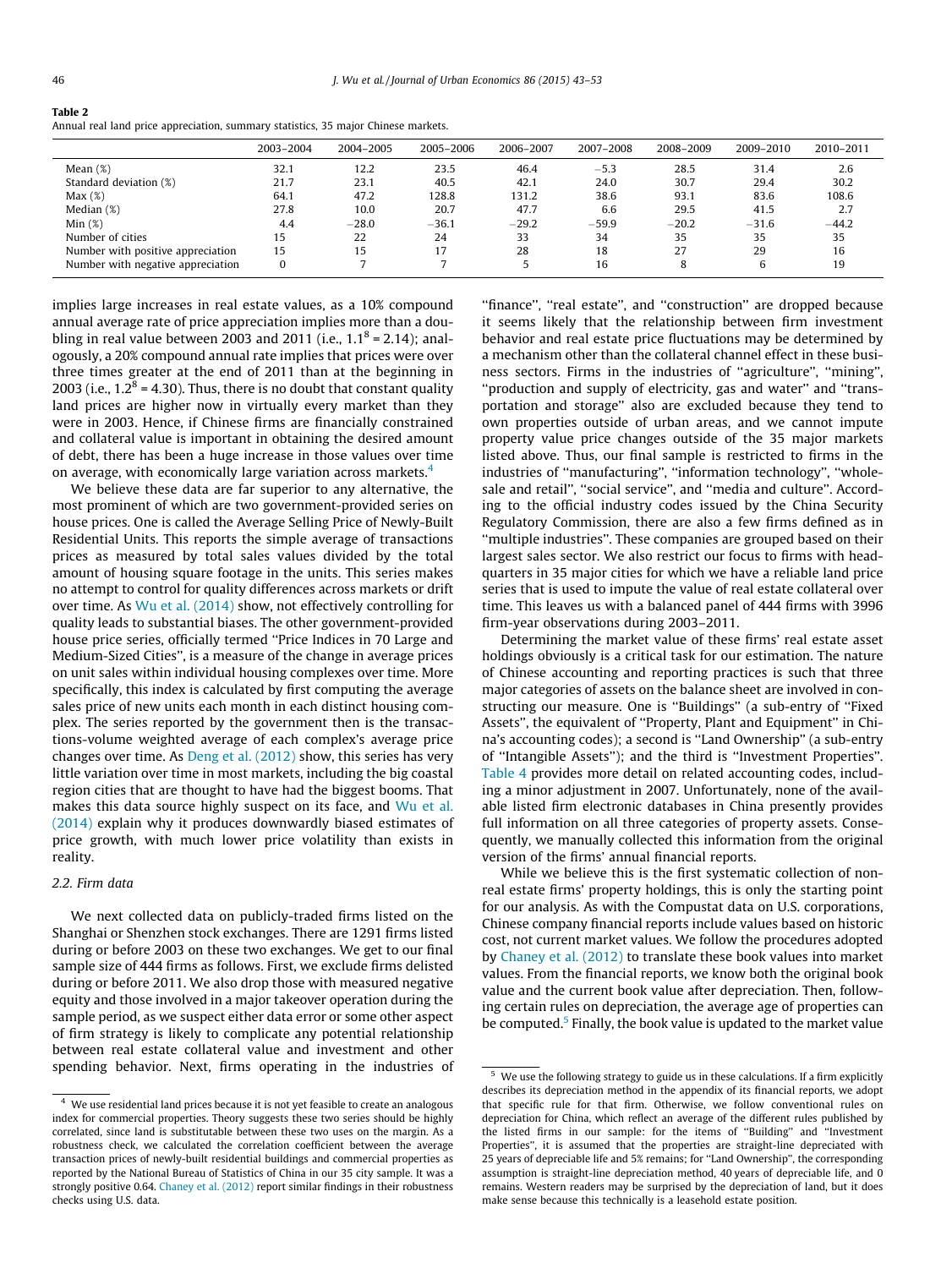**Table 2**
Annual real land price appreciation, summary statistics, 35 major Chinese markets.

| | 2003–2004 | 2004–2005 | 2005–2006 | 2006–2007 | 2007–2008 | 2008–2009 | 2009–2010 | 2010–2011 |
|---|---|---|---|---|---|---|---|---|
| Mean (%) | 32.1 | 12.2 | 23.5 | 46.4 | −5.3 | 28.5 | 31.4 | 2.6 |
| Standard deviation (%) | 21.7 | 23.1 | 40.5 | 42.1 | 24.0 | 30.7 | 29.4 | 30.2 |
| Max (%) | 64.1 | 47.2 | 128.8 | 131.2 | 38.6 | 93.1 | 83.6 | 108.6 |
| Median (%) | 27.8 | 10.0 | 20.7 | 47.7 | 6.6 | 29.5 | 41.5 | 2.7 |
| Min (%) | 4.4 | −28.0 | −36.1 | −29.2 | −59.9 | −20.2 | −31.6 | −44.2 |
| Number of cities | 15 | 22 | 24 | 33 | 34 | 35 | 35 | 35 |
| Number with positive appreciation | 15 | 15 | 17 | 28 | 18 | 27 | 29 | 16 |
| Number with negative appreciation | 0 | 7 | 7 | 5 | 16 | 8 | 6 | 19 |

implies large increases in real estate values, as a 10% compound annual average rate of price appreciation implies more than a doubling in real value between 2003 and 2011 (i.e., $1.1^8 = 2.14$); analogously, a 20% compound annual rate implies that prices were over three times greater at the end of 2011 than at the beginning in 2003 (i.e., $1.2^8 = 4.30$). Thus, there is no doubt that constant quality land prices are higher now in virtually every market than they were in 2003. Hence, if Chinese firms are financially constrained and collateral value is important in obtaining the desired amount of debt, there has been a huge increase in those values over time on average, with economically large variation across markets.[4]

We believe these data are far superior to any alternative, the most prominent of which are two government-provided series on house prices. One is called the Average Selling Price of Newly-Built Residential Units. This reports the simple average of transactions prices as measured by total sales values divided by the total amount of housing square footage in the units. This series makes no attempt to control for quality differences across markets or drift over time. As Wu et al. (2014) show, not effectively controlling for quality leads to substantial biases. The other government-provided house price series, officially termed "Price Indices in 70 Large and Medium-Sized Cities", is a measure of the change in average prices on unit sales within individual housing complexes over time. More specifically, this index is calculated by first computing the average sales price of new units each month in each distinct housing complex. The series reported by the government then is the transactions-volume weighted average of each complex's average price changes over time. As Deng et al. (2012) show, this series has very little variation over time in most markets, including the big coastal region cities that are thought to have had the biggest booms. That makes this data source highly suspect on its face, and Wu et al. (2014) explain why it produces downwardly biased estimates of price growth, with much lower price volatility than exists in reality.

### 2.2. Firm data

We next collected data on publicly-traded firms listed on the Shanghai or Shenzhen stock exchanges. There are 1291 firms listed during or before 2003 on these two exchanges. We get to our final sample size of 444 firms as follows. First, we exclude firms delisted during or before 2011. We also drop those with measured negative equity and those involved in a major takeover operation during the sample period, as we suspect either data error or some other aspect of firm strategy is likely to complicate any potential relationship between real estate collateral value and investment and other spending behavior. Next, firms operating in the industries of "finance", "real estate", and "construction" are dropped because it seems likely that the relationship between firm investment behavior and real estate price fluctuations may be determined by a mechanism other than the collateral channel effect in these business sectors. Firms in the industries of "agriculture", "mining", "production and supply of electricity, gas and water" and "transportation and storage" also are excluded because they tend to own properties outside of urban areas, and we cannot impute property value price changes outside of the 35 major markets listed above. Thus, our final sample is restricted to firms in the industries of "manufacturing", "information technology", "wholesale and retail", "social service", and "media and culture". According to the official industry codes issued by the China Security Regulatory Commission, there are also a few firms defined as in "multiple industries". These companies are grouped based on their largest sales sector. We also restrict our focus to firms with headquarters in 35 major cities for which we have a reliable land price series that is used to impute the value of real estate collateral over time. This leaves us with a balanced panel of 444 firms with 3996 firm-year observations during 2003–2011.

Determining the market value of these firms' real estate asset holdings obviously is a critical task for our estimation. The nature of Chinese accounting and reporting practices is such that three major categories of assets on the balance sheet are involved in constructing our measure. One is "Buildings" (a sub-entry of "Fixed Assets", the equivalent of "Property, Plant and Equipment" in China's accounting codes); a second is "Land Ownership" (a sub-entry of "Intangible Assets"); and the third is "Investment Properties". Table 4 provides more detail on related accounting codes, including a minor adjustment in 2007. Unfortunately, none of the available listed firm electronic databases in China presently provides full information on all three categories of property assets. Consequently, we manually collected this information from the original version of the firms' annual financial reports.

While we believe this is the first systematic collection of non-real estate firms' property holdings, this is only the starting point for our analysis. As with the Compustat data on U.S. corporations, Chinese company financial reports include values based on historic cost, not current market values. We follow the procedures adopted by Chaney et al. (2012) to translate these book values into market values. From the financial reports, we know both the original book value and the current book value after depreciation. Then, following certain rules on depreciation, the average age of properties can be computed.[5] Finally, the book value is updated to the market value

[4] We use residential land prices because it is not yet feasible to create an analogous index for commercial properties. Theory suggests these two series should be highly correlated, since land is substitutable between these two uses on the margin. As a robustness check, we calculated the correlation coefficient between the average transaction prices of newly-built residential buildings and commercial properties as reported by the National Bureau of Statistics of China in our 35 city sample. It was a strongly positive 0.64. Chaney et al. (2012) report similar findings in their robustness checks using U.S. data.

[5] We use the following strategy to guide us in these calculations. If a firm explicitly describes its depreciation method in the appendix of its financial reports, we adopt that specific rule for that firm. Otherwise, we follow conventional rules on depreciation for China, which reflect an average of the different rules published by the listed firms in our sample: for the items of "Building" and "Investment Properties", it is assumed that the properties are straight-line depreciated with 25 years of depreciable life and 5% remains; for "Land Ownership", the corresponding assumption is straight-line depreciation method, 40 years of depreciable life, and 0 remains. Western readers may be surprised by the depreciation of land, but it does make sense because this technically is a leasehold estate position.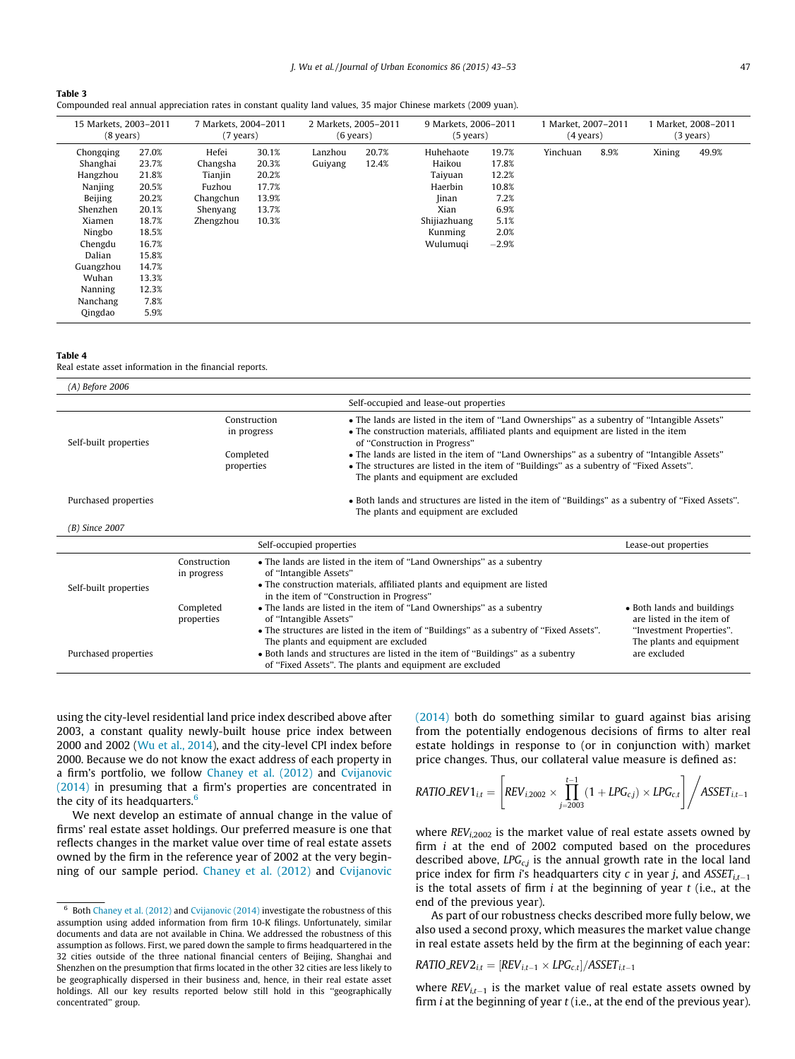**Table 3**
Compounded real annual appreciation rates in constant quality land values, 35 major Chinese markets (2009 yuan).

| 15 Markets, 2003–2011 (8 years) | | 7 Markets, 2004–2011 (7 years) | | 2 Markets, 2005–2011 (6 years) | | 9 Markets, 2006–2011 (5 years) | | 1 Market, 2007–2011 (4 years) | | 1 Market, 2008–2011 (3 years) | |
|---|---|---|---|---|---|---|---|---|---|---|---|
| Chongqing | 27.0% | Hefei | 30.1% | Lanzhou | 20.7% | Huhehaote | 19.7% | Yinchuan | 8.9% | Xining | 49.9% |
| Shanghai | 23.7% | Changsha | 20.3% | Guiyang | 12.4% | Haikou | 17.8% | | | | |
| Hangzhou | 21.8% | Tianjin | 20.2% | | | Taiyuan | 12.2% | | | | |
| Nanjing | 20.5% | Fuzhou | 17.7% | | | Haerbin | 10.8% | | | | |
| Beijing | 20.2% | Changchun | 13.9% | | | Jinan | 7.2% | | | | |
| Shenzhen | 20.1% | Shenyang | 13.7% | | | Xian | 6.9% | | | | |
| Xiamen | 18.7% | Zhengzhou | 10.3% | | | Shijiazhuang | 5.1% | | | | |
| Ningbo | 18.5% | | | | | Kunming | 2.0% | | | | |
| Chengdu | 16.7% | | | | | Wulumuqi | −2.9% | | | | |
| Dalian | 15.8% | | | | | | | | | | |
| Guangzhou | 14.7% | | | | | | | | | | |
| Wuhan | 13.3% | | | | | | | | | | |
| Nanning | 12.3% | | | | | | | | | | |
| Nanchang | 7.8% | | | | | | | | | | |
| Qingdao | 5.9% | | | | | | | | | | |

**Table 4**
Real estate asset information in the financial reports.

*(A) Before 2006*

| | | Self-occupied and lease-out properties |
|---|---|---|
| Self-built properties | Construction in progress | • The lands are listed in the item of "Land Ownerships" as a subentry of "Intangible Assets" • The construction materials, affiliated plants and equipment are listed in the item of "Construction in Progress" |
| | Completed properties | • The lands are listed in the item of "Land Ownerships" as a subentry of "Intangible Assets" • The structures are listed in the item of "Buildings" as a subentry of "Fixed Assets". The plants and equipment are excluded |
| Purchased properties | | • Both lands and structures are listed in the item of "Buildings" as a subentry of "Fixed Assets". The plants and equipment are excluded |

*(B) Since 2007*

| | | Self-occupied properties | Lease-out properties |
|---|---|---|---|
| Self-built properties | Construction in progress | • The lands are listed in the item of "Land Ownerships" as a subentry of "Intangible Assets" • The construction materials, affiliated plants and equipment are listed in the item of "Construction in Progress" | |
| | Completed properties | • The lands are listed in the item of "Land Ownerships" as a subentry of "Intangible Assets" • The structures are listed in the item of "Buildings" as a subentry of "Fixed Assets". The plants and equipment are excluded | • Both lands and buildings are listed in the item of "Investment Properties". The plants and equipment are excluded |
| Purchased properties | | • Both lands and structures are listed in the item of "Buildings" as a subentry of "Fixed Assets". The plants and equipment are excluded | |

using the city-level residential land price index described above after 2003, a constant quality newly-built house price index between 2000 and 2002 (Wu et al., 2014), and the city-level CPI index before 2000. Because we do not know the exact address of each property in a firm's portfolio, we follow Chaney et al. (2012) and Cvijanovic (2014) in presuming that a firm's properties are concentrated in the city of its headquarters.[6]

We next develop an estimate of annual change in the value of firms' real estate asset holdings. Our preferred measure is one that reflects changes in the market value over time of real estate assets owned by the firm in the reference year of 2002 at the very beginning of our sample period. Chaney et al. (2012) and Cvijanovic (2014) both do something similar to guard against bias arising from the potentially endogenous decisions of firms to alter real estate holdings in response to (or in conjunction with) market price changes. Thus, our collateral value measure is defined as:

$$RATIO\_REV1_{i,t} = \left[ REV_{i,2002} \times \prod_{j=2003}^{t-1} (1 + LPG_{c,j}) \times LPG_{c,t} \right] \Big/ ASSET_{i,t-1}$$

where $REV_{i,2002}$ is the market value of real estate assets owned by firm $i$ at the end of 2002 computed based on the procedures described above, $LPG_{c,j}$ is the annual growth rate in the local land price index for firm $i$'s headquarters city $c$ in year $j$, and $ASSET_{i,t-1}$ is the total assets of firm $i$ at the beginning of year $t$ (i.e., at the end of the previous year).

As part of our robustness checks described more fully below, we also used a second proxy, which measures the market value change in real estate assets held by the firm at the beginning of each year:

$$RATIO\_REV2_{i,t} = [REV_{i,t-1} \times LPG_{c,t}]/ASSET_{i,t-1}$$

where $REV_{i,t-1}$ is the market value of real estate assets owned by firm $i$ at the beginning of year $t$ (i.e., at the end of the previous year).

[6] Both Chaney et al. (2012) and Cvijanovic (2014) investigate the robustness of this assumption using added information from firm 10-K filings. Unfortunately, similar documents and data are not available in China. We addressed the robustness of this assumption as follows. First, we pared down the sample to firms headquartered in the 32 cities outside of the three national financial centers of Beijing, Shanghai and Shenzhen on the presumption that firms located in the other 32 cities are less likely to be geographically dispersed in their business and, hence, in their real estate asset holdings. All our key results reported below still hold in this "geographically concentrated" group.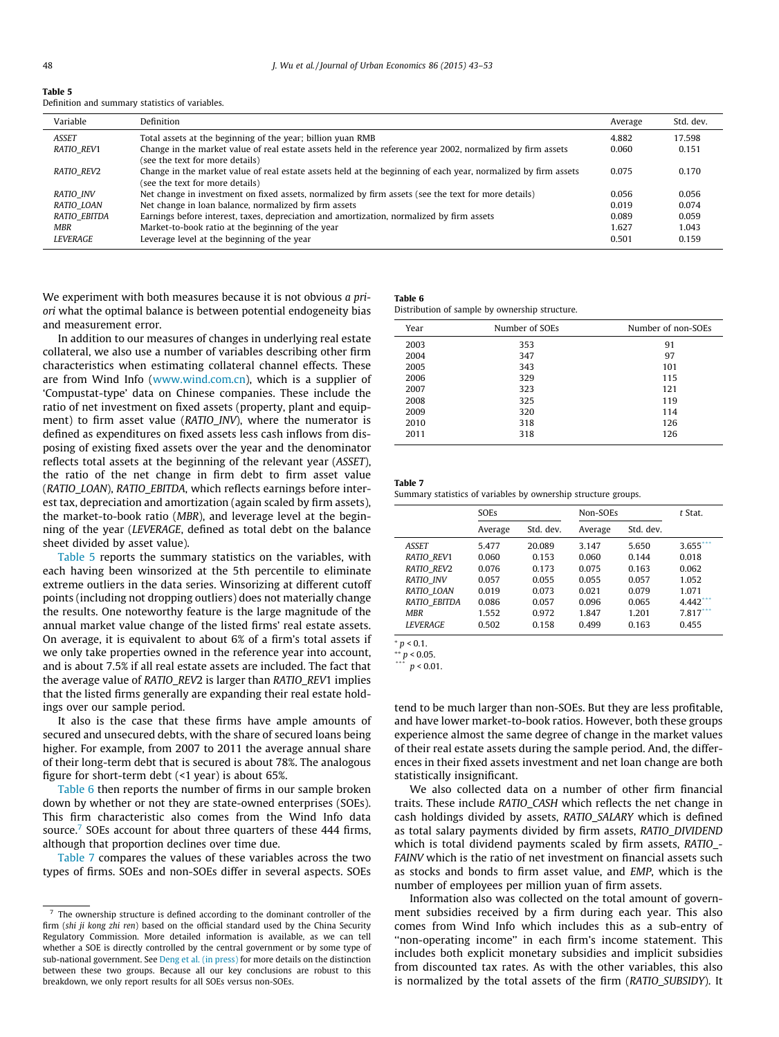**Table 5**
Definition and summary statistics of variables.

| Variable | Definition | Average | Std. dev. |
|---|---|---|---|
| *ASSET* | Total assets at the beginning of the year; billion yuan RMB | 4.882 | 17.598 |
| *RATIO_REV1* | Change in the market value of real estate assets held in the reference year 2002, normalized by firm assets (see the text for more details) | 0.060 | 0.151 |
| *RATIO_REV2* | Change in the market value of real estate assets held at the beginning of each year, normalized by firm assets (see the text for more details) | 0.075 | 0.170 |
| *RATIO_INV* | Net change in investment on fixed assets, normalized by firm assets (see the text for more details) | 0.056 | 0.056 |
| *RATIO_LOAN* | Net change in loan balance, normalized by firm assets | 0.019 | 0.074 |
| *RATIO_EBITDA* | Earnings before interest, taxes, depreciation and amortization, normalized by firm assets | 0.089 | 0.059 |
| *MBR* | Market-to-book ratio at the beginning of the year | 1.627 | 1.043 |
| *LEVERAGE* | Leverage level at the beginning of the year | 0.501 | 0.159 |

We experiment with both measures because it is not obvious *a priori* what the optimal balance is between potential endogeneity bias and measurement error.

In addition to our measures of changes in underlying real estate collateral, we also use a number of variables describing other firm characteristics when estimating collateral channel effects. These are from Wind Info (www.wind.com.cn), which is a supplier of 'Compustat-type' data on Chinese companies. These include the ratio of net investment on fixed assets (property, plant and equipment) to firm asset value (*RATIO_INV*), where the numerator is defined as expenditures on fixed assets less cash inflows from disposing of existing fixed assets over the year and the denominator reflects total assets at the beginning of the relevant year (*ASSET*), the ratio of the net change in firm debt to firm asset value (*RATIO_LOAN*), *RATIO_EBITDA*, which reflects earnings before interest tax, depreciation and amortization (again scaled by firm assets), the market-to-book ratio (*MBR*), and leverage level at the beginning of the year (*LEVERAGE*, defined as total debt on the balance sheet divided by asset value).

Table 5 reports the summary statistics on the variables, with each having been winsorized at the 5th percentile to eliminate extreme outliers in the data series. Winsorizing at different cutoff points (including not dropping outliers) does not materially change the results. One noteworthy feature is the large magnitude of the annual market value change of the listed firms' real estate assets. On average, it is equivalent to about 6% of a firm's total assets if we only take properties owned in the reference year into account, and is about 7.5% if all real estate assets are included. The fact that the average value of *RATIO_REV2* is larger than *RATIO_REV1* implies that the listed firms generally are expanding their real estate holdings over our sample period.

It also is the case that these firms have ample amounts of secured and unsecured debts, with the share of secured loans being higher. For example, from 2007 to 2011 the average annual share of their long-term debt that is secured is about 78%. The analogous figure for short-term debt (<1 year) is about 65%.

Table 6 then reports the number of firms in our sample broken down by whether or not they are state-owned enterprises (SOEs). This firm characteristic also comes from the Wind Info data source.[7] SOEs account for about three quarters of these 444 firms, although that proportion declines over time due.

Table 7 compares the values of these variables across the two types of firms. SOEs and non-SOEs differ in several aspects. SOEs tend to be much larger than non-SOEs. But they are less profitable, and have lower market-to-book ratios. However, both these groups experience almost the same degree of change in the market values of their real estate assets during the sample period. And, the differences in their fixed assets investment and net loan change are both statistically insignificant.

**Table 6**
Distribution of sample by ownership structure.

| Year | Number of SOEs | Number of non-SOEs |
|---|---|---|
| 2003 | 353 | 91 |
| 2004 | 347 | 97 |
| 2005 | 343 | 101 |
| 2006 | 329 | 115 |
| 2007 | 323 | 121 |
| 2008 | 325 | 119 |
| 2009 | 320 | 114 |
| 2010 | 318 | 126 |
| 2011 | 318 | 126 |

**Table 7**
Summary statistics of variables by ownership structure groups.

| | SOEs | | Non-SOEs | | t Stat. |
|---|---|---|---|---|---|
| | Average | Std. dev. | Average | Std. dev. | |
| *ASSET* | 5.477 | 20.089 | 3.147 | 5.650 | 3.655*** |
| *RATIO_REV1* | 0.060 | 0.153 | 0.060 | 0.144 | 0.018 |
| *RATIO_REV2* | 0.076 | 0.173 | 0.075 | 0.163 | 0.062 |
| *RATIO_INV* | 0.057 | 0.055 | 0.055 | 0.057 | 1.052 |
| *RATIO_LOAN* | 0.019 | 0.073 | 0.021 | 0.079 | 1.071 |
| *RATIO_EBITDA* | 0.086 | 0.057 | 0.096 | 0.065 | 4.442*** |
| *MBR* | 1.552 | 0.972 | 1.847 | 1.201 | 7.817*** |
| *LEVERAGE* | 0.502 | 0.158 | 0.499 | 0.163 | 0.455 |

\* $p < 0.1$.
\*\* $p < 0.05$.
\*\*\* $p < 0.01$.

We also collected data on a number of other firm financial traits. These include *RATIO_CASH* which reflects the net change in cash holdings divided by assets, *RATIO_SALARY* which is defined as total salary payments divided by firm assets, *RATIO_DIVIDEND* which is total dividend payments scaled by firm assets, *RATIO_FAINV* which is the ratio of net investment on financial assets such as stocks and bonds to firm asset value, and *EMP*, which is the number of employees per million yuan of firm assets.

Information also was collected on the total amount of government subsidies received by a firm during each year. This also comes from Wind Info which includes this as a sub-entry of "non-operating income" in each firm's income statement. This includes both explicit monetary subsidies and implicit subsidies from discounted tax rates. As with the other variables, this also is normalized by the total assets of the firm (*RATIO_SUBSIDY*). It

[7] The ownership structure is defined according to the dominant controller of the firm (*shi ji kong zhi ren*) based on the official standard used by the China Security Regulatory Commission. More detailed information is available, as we can tell whether a SOE is directly controlled by the central government or by some type of sub-national government. See Deng et al. (in press) for more details on the distinction between these two groups. Because all our key conclusions are robust to this breakdown, we only report results for all SOEs versus non-SOEs.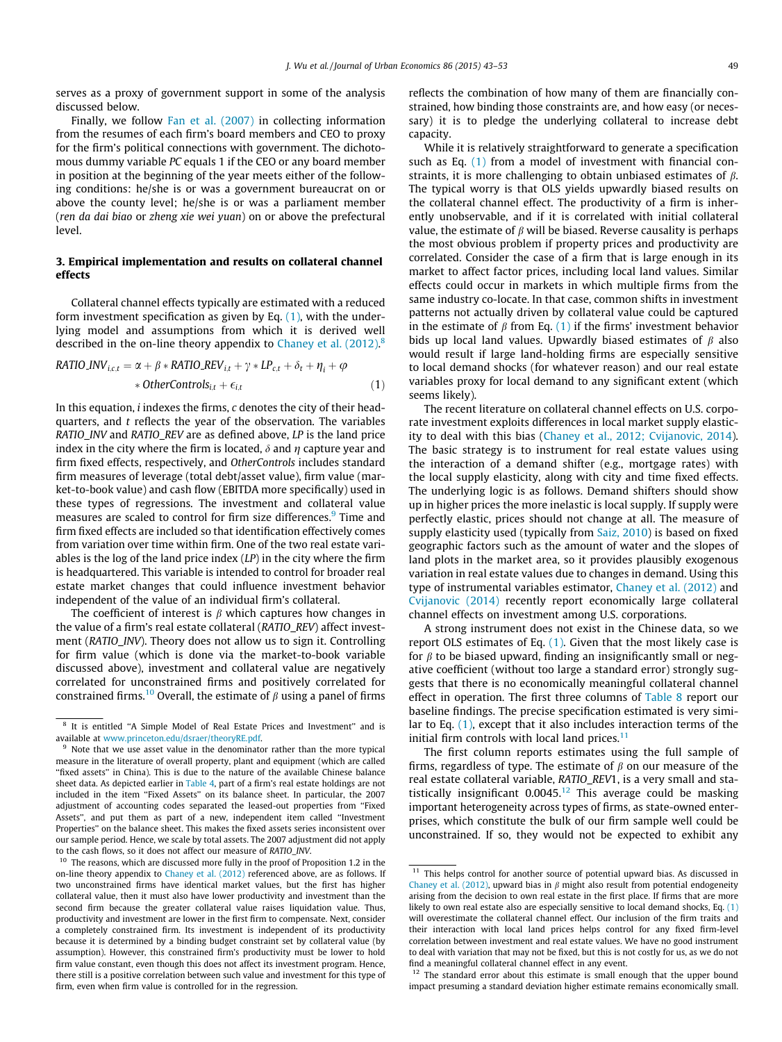serves as a proxy of government support in some of the analysis discussed below.

Finally, we follow Fan et al. (2007) in collecting information from the resumes of each firm's board members and CEO to proxy for the firm's political connections with government. The dichotomous dummy variable *PC* equals 1 if the CEO or any board member in position at the beginning of the year meets either of the following conditions: he/she is or was a government bureaucrat on or above the county level; he/she is or was a parliament member (*ren da dai biao* or *zheng xie wei yuan*) on or above the prefectural level.

## 3. Empirical implementation and results on collateral channel effects

Collateral channel effects typically are estimated with a reduced form investment specification as given by Eq. (1), with the underlying model and assumptions from which it is derived well described in the on-line theory appendix to Chaney et al. (2012).[8]

$$RATIO\_INV_{i,c,t} = \alpha + \beta * RATIO\_REV_{i,t} + \gamma * LP_{c,t} + \delta_t + \eta_i + \varphi * OtherControls_{i,t} + \epsilon_{i,t} \quad (1)$$

In this equation, *i* indexes the firms, *c* denotes the city of their headquarters, and *t* reflects the year of the observation. The variables *RATIO_INV* and *RATIO_REV* are as defined above, *LP* is the land price index in the city where the firm is located, $\delta$ and $\eta$ capture year and firm fixed effects, respectively, and *OtherControls* includes standard firm measures of leverage (total debt/asset value), firm value (market-to-book value) and cash flow (EBITDA more specifically) used in these types of regressions. The investment and collateral value measures are scaled to control for firm size differences.[9] Time and firm fixed effects are included so that identification effectively comes from variation over time within firm. One of the two real estate variables is the log of the land price index (*LP*) in the city where the firm is headquartered. This variable is intended to control for broader real estate market changes that could influence investment behavior independent of the value of an individual firm's collateral.

The coefficient of interest is $\beta$ which captures how changes in the value of a firm's real estate collateral (*RATIO_REV*) affect investment (*RATIO_INV*). Theory does not allow us to sign it. Controlling for firm value (which is done via the market-to-book variable discussed above), investment and collateral value are negatively correlated for unconstrained firms and positively correlated for constrained firms.[10] Overall, the estimate of $\beta$ using a panel of firms reflects the combination of how many of them are financially constrained, how binding those constraints are, and how easy (or necessary) it is to pledge the underlying collateral to increase debt capacity.

While it is relatively straightforward to generate a specification such as Eq. (1) from a model of investment with financial constraints, it is more challenging to obtain unbiased estimates of $\beta$. The typical worry is that OLS yields upwardly biased results on the collateral channel effect. The productivity of a firm is inherently unobservable, and if it is correlated with initial collateral value, the estimate of $\beta$ will be biased. Reverse causality is perhaps the most obvious problem if property prices and productivity are correlated. Consider the case of a firm that is large enough in its market to affect factor prices, including local land values. Similar effects could occur in markets in which multiple firms from the same industry co-locate. In that case, common shifts in investment patterns not actually driven by collateral value could be captured in the estimate of $\beta$ from Eq. (1) if the firms' investment behavior bids up local land values. Upwardly biased estimates of $\beta$ also would result if large land-holding firms are especially sensitive to local demand shocks (for whatever reason) and our real estate variables proxy for local demand to any significant extent (which seems likely).

The recent literature on collateral channel effects on U.S. corporate investment exploits differences in local market supply elasticity to deal with this bias (Chaney et al., 2012; Cvijanovic, 2014). The basic strategy is to instrument for real estate values using the interaction of a demand shifter (e.g., mortgage rates) with the local supply elasticity, along with city and time fixed effects. The underlying logic is as follows. Demand shifters should show up in higher prices the more inelastic is local supply. If supply were perfectly elastic, prices should not change at all. The measure of supply elasticity used (typically from Saiz, 2010) is based on fixed geographic factors such as the amount of water and the slopes of land plots in the market area, so it provides plausibly exogenous variation in real estate values due to changes in demand. Using this type of instrumental variables estimator, Chaney et al. (2012) and Cvijanovic (2014) recently report economically large collateral channel effects on investment among U.S. corporations.

A strong instrument does not exist in the Chinese data, so we report OLS estimates of Eq. (1). Given that the most likely case is for $\beta$ to be biased upward, finding an insignificantly small or negative coefficient (without too large a standard error) strongly suggests that there is no economically meaningful collateral channel effect in operation. The first three columns of Table 8 report our baseline findings. The precise specification estimated is very similar to Eq. (1), except that it also includes interaction terms of the initial firm controls with local land prices.[11]

The first column reports estimates using the full sample of firms, regardless of type. The estimate of $\beta$ on our measure of the real estate collateral variable, *RATIO_REV*1, is a very small and statistically insignificant 0.0045.[12] This average could be masking important heterogeneity across types of firms, as state-owned enterprises, which constitute the bulk of our firm sample well could be unconstrained. If so, they would not be expected to exhibit any

---

[8] It is entitled "A Simple Model of Real Estate Prices and Investment" and is available at www.princeton.edu/dsraer/theoryRE.pdf.

[9] Note that we use asset value in the denominator rather than the more typical measure in the literature of overall property, plant and equipment (which are called "fixed assets" in China). This is due to the nature of the available Chinese balance sheet data. As depicted earlier in Table 4, part of a firm's real estate holdings are not included in the item "Fixed Assets" on its balance sheet. In particular, the 2007 adjustment of accounting codes separated the leased-out properties from "Fixed Assets", and put them as part of a new, independent item called "Investment Properties" on the balance sheet. This makes the fixed assets series inconsistent over our sample period. Hence, we scale by total assets. The 2007 adjustment did not apply to the cash flows, so it does not affect our measure of *RATIO_INV*.

[10] The reasons, which are discussed more fully in the proof of Proposition 1.2 in the on-line theory appendix to Chaney et al. (2012) referenced above, are as follows. If two unconstrained firms have identical market values, but the first has higher collateral value, then it must also have lower productivity and investment than the second firm because the greater collateral value raises liquidation value. Thus, productivity and investment are lower in the first firm to compensate. Next, consider a completely constrained firm. Its investment is independent of its productivity because it is determined by a binding budget constraint set by collateral value (by assumption). However, this constrained firm's productivity must be lower to hold firm value constant, even though this does not affect its investment program. Hence, there still is a positive correlation between such value and investment for this type of firm, even when firm value is controlled for in the regression.

[11] This helps control for another source of potential upward bias. As discussed in Chaney et al. (2012), upward bias in $\beta$ might also result from potential endogeneity arising from the decision to own real estate in the first place. If firms that are more likely to own real estate also are especially sensitive to local demand shocks, Eq. (1) will overestimate the collateral channel effect. Our inclusion of the firm traits and their interaction with local land prices helps control for any fixed firm-level correlation between investment and real estate values. We have no good instrument to deal with variation that may not be fixed, but this is not costly for us, as we do not find a meaningful collateral channel effect in any event.

[12] The standard error about this estimate is small enough that the upper bound impact presuming a standard deviation higher estimate remains economically small.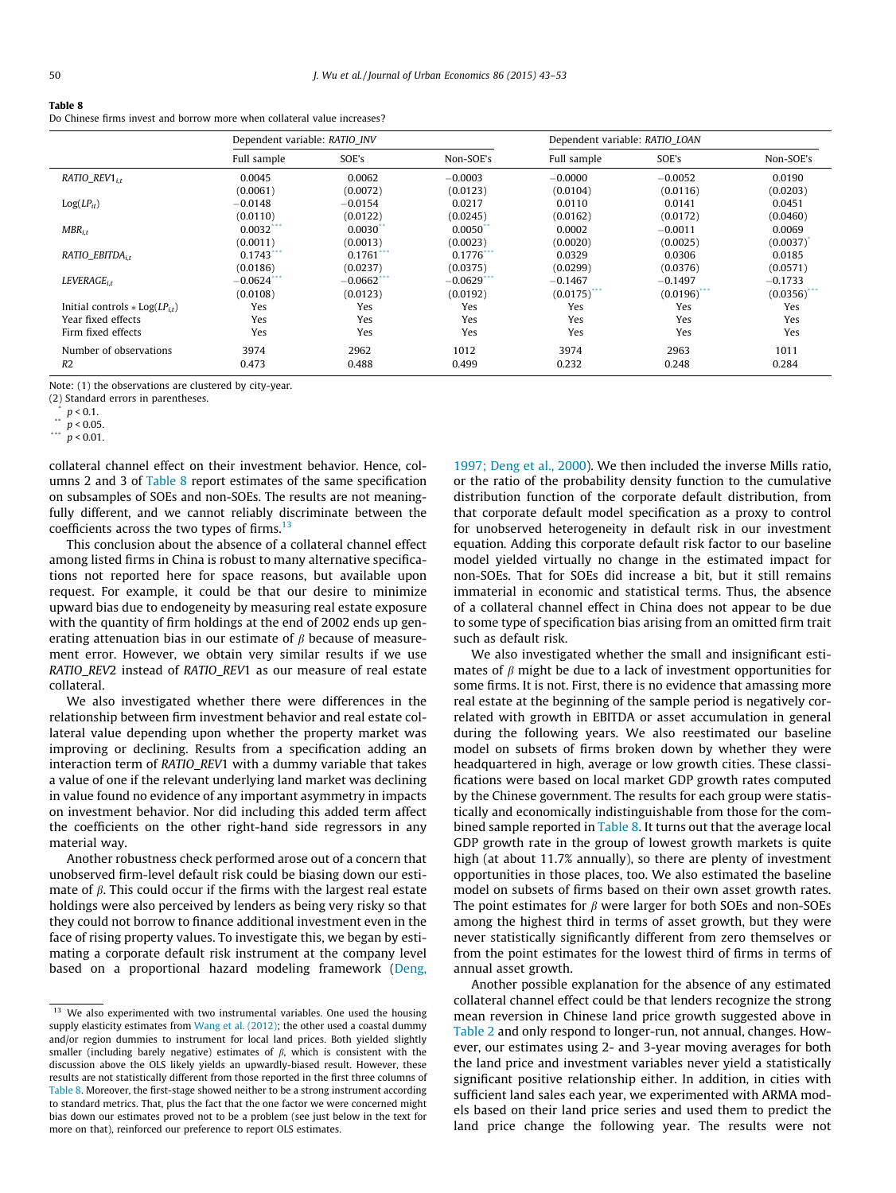**Table 8**
Do Chinese firms invest and borrow more when collateral value increases?

| | Dependent variable: *RATIO_INV* | | | Dependent variable: *RATIO_LOAN* | | |
|---|---|---|---|---|---|---|
| | Full sample | SOE's | Non-SOE's | Full sample | SOE's | Non-SOE's |
| $RATIO\_REV1_{i,t}$ | 0.0045 | 0.0062 | −0.0003 | −0.0000 | −0.0052 | 0.0190 |
| | (0.0061) | (0.0072) | (0.0123) | (0.0104) | (0.0116) | (0.0203) |
| $\text{Log}(LP_{it})$ | −0.0148 | −0.0154 | 0.0217 | 0.0110 | 0.0141 | 0.0451 |
| | (0.0110) | (0.0122) | (0.0245) | (0.0162) | (0.0172) | (0.0460) |
| $MBR_{i,t}$ | 0.0032*** | 0.0030** | 0.0050** | 0.0002 | −0.0011 | 0.0069 |
| | (0.0011) | (0.0013) | (0.0023) | (0.0020) | (0.0025) | (0.0037)* |
| $RATIO\_EBITDA_{i,t}$ | 0.1743*** | 0.1761*** | 0.1776*** | 0.0329 | 0.0306 | 0.0185 |
| | (0.0186) | (0.0237) | (0.0375) | (0.0299) | (0.0376) | (0.0571) |
| $LEVERAGE_{i,t}$ | −0.0624*** | −0.0662*** | −0.0629*** | −0.1467 | −0.1497 | −0.1733 |
| | (0.0108) | (0.0123) | (0.0192) | (0.0175)*** | (0.0196)*** | (0.0356)*** |
| Initial controls * $\text{Log}(LP_{i,t})$ | Yes | Yes | Yes | Yes | Yes | Yes |
| Year fixed effects | Yes | Yes | Yes | Yes | Yes | Yes |
| Firm fixed effects | Yes | Yes | Yes | Yes | Yes | Yes |
| Number of observations | 3974 | 2962 | 1012 | 3974 | 2963 | 1011 |
| R2 | 0.473 | 0.488 | 0.499 | 0.232 | 0.248 | 0.284 |

Note: (1) the observations are clustered by city-year.
(2) Standard errors in parentheses.
* $p < 0.1$.
** $p < 0.05$.
*** $p < 0.01$.

collateral channel effect on their investment behavior. Hence, columns 2 and 3 of Table 8 report estimates of the same specification on subsamples of SOEs and non-SOEs. The results are not meaningfully different, and we cannot reliably discriminate between the coefficients across the two types of firms.[13]

This conclusion about the absence of a collateral channel effect among listed firms in China is robust to many alternative specifications not reported here for space reasons, but available upon request. For example, it could be that our desire to minimize upward bias due to endogeneity by measuring real estate exposure with the quantity of firm holdings at the end of 2002 ends up generating attenuation bias in our estimate of $\beta$ because of measurement error. However, we obtain very similar results if we use *RATIO_REV2* instead of *RATIO_REV1* as our measure of real estate collateral.

We also investigated whether there were differences in the relationship between firm investment behavior and real estate collateral value depending upon whether the property market was improving or declining. Results from a specification adding an interaction term of *RATIO_REV1* with a dummy variable that takes a value of one if the relevant underlying land market was declining in value found no evidence of any important asymmetry in impacts on investment behavior. Nor did including this added term affect the coefficients on the other right-hand side regressors in any material way.

Another robustness check performed arose out of a concern that unobserved firm-level default risk could be biasing down our estimate of $\beta$. This could occur if the firms with the largest real estate holdings were also perceived by lenders as being very risky so that they could not borrow to finance additional investment even in the face of rising property values. To investigate this, we began by estimating a corporate default risk instrument at the company level based on a proportional hazard modeling framework (Deng, 1997; Deng et al., 2000). We then included the inverse Mills ratio, or the ratio of the probability density function to the cumulative distribution function of the corporate default distribution, from that corporate default model specification as a proxy to control for unobserved heterogeneity in default risk in our investment equation. Adding this corporate default risk factor to our baseline model yielded virtually no change in the estimated impact for non-SOEs. That for SOEs did increase a bit, but it still remains immaterial in economic and statistical terms. Thus, the absence of a collateral channel effect in China does not appear to be due to some type of specification bias arising from an omitted firm trait such as default risk.

We also investigated whether the small and insignificant estimates of $\beta$ might be due to a lack of investment opportunities for some firms. It is not. First, there is no evidence that amassing more real estate at the beginning of the sample period is negatively correlated with growth in EBITDA or asset accumulation in general during the following years. We also reestimated our baseline model on subsets of firms broken down by whether they were headquartered in high, average or low growth cities. These classifications were based on local market GDP growth rates computed by the Chinese government. The results for each group were statistically and economically indistinguishable from those for the combined sample reported in Table 8. It turns out that the average local GDP growth rate in the group of lowest growth markets is quite high (at about 11.7% annually), so there are plenty of investment opportunities in those places, too. We also estimated the baseline model on subsets of firms based on their own asset growth rates. The point estimates for $\beta$ were larger for both SOEs and non-SOEs among the highest third in terms of asset growth, but they were never statistically significantly different from zero themselves or from the point estimates for the lowest third of firms in terms of annual asset growth.

Another possible explanation for the absence of any estimated collateral channel effect could be that lenders recognize the strong mean reversion in Chinese land price growth suggested above in Table 2 and only respond to longer-run, not annual, changes. However, our estimates using 2- and 3-year moving averages for both the land price and investment variables never yield a statistically significant positive relationship either. In addition, in cities with sufficient land sales each year, we experimented with ARMA models based on their land price series and used them to predict the land price change the following year. The results were not

[13] We also experimented with two instrumental variables. One used the housing supply elasticity estimates from Wang et al. (2012); the other used a coastal dummy and/or region dummies to instrument for local land prices. Both yielded slightly smaller (including barely negative) estimates of $\beta$, which is consistent with the discussion above the OLS likely yields an upwardly-biased result. However, these results are not statistically different from those reported in the first three columns of Table 8. Moreover, the first-stage showed neither to be a strong instrument according to standard metrics. That, plus the fact that the one factor we were concerned might bias down our estimates proved not to be a problem (see just below in the text for more on that), reinforced our preference to report OLS estimates.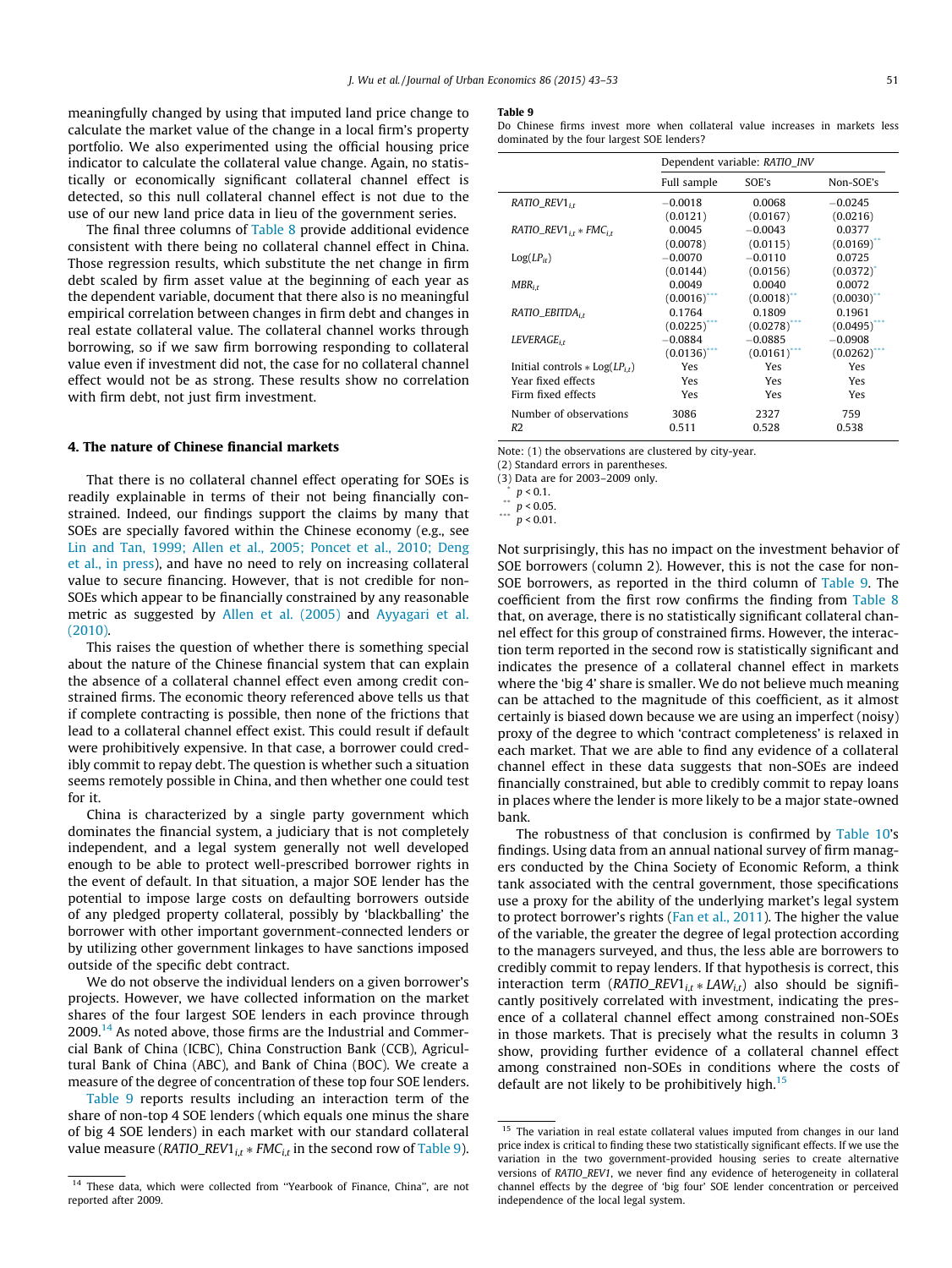meaningfully changed by using that imputed land price change to calculate the market value of the change in a local firm's property portfolio. We also experimented using the official housing price indicator to calculate the collateral value change. Again, no statistically or economically significant collateral channel effect is detected, so this null collateral channel effect is not due to the use of our new land price data in lieu of the government series.

The final three columns of Table 8 provide additional evidence consistent with there being no collateral channel effect in China. Those regression results, which substitute the net change in firm debt scaled by firm asset value at the beginning of each year as the dependent variable, document that there also is no meaningful empirical correlation between changes in firm debt and changes in real estate collateral value. The collateral channel works through borrowing, so if we saw firm borrowing responding to collateral value even if investment did not, the case for no collateral channel effect would not be as strong. These results show no correlation with firm debt, not just firm investment.

## 4. The nature of Chinese financial markets

That there is no collateral channel effect operating for SOEs is readily explainable in terms of their not being financially constrained. Indeed, our findings support the claims by many that SOEs are specially favored within the Chinese economy (e.g., see Lin and Tan, 1999; Allen et al., 2005; Poncet et al., 2010; Deng et al., in press), and have no need to rely on increasing collateral value to secure financing. However, that is not credible for non-SOEs which appear to be financially constrained by any reasonable metric as suggested by Allen et al. (2005) and Ayyagari et al. (2010).

This raises the question of whether there is something special about the nature of the Chinese financial system that can explain the absence of a collateral channel effect even among credit constrained firms. The economic theory referenced above tells us that if complete contracting is possible, then none of the frictions that lead to a collateral channel effect exist. This could result if default were prohibitively expensive. In that case, a borrower could credibly commit to repay debt. The question is whether such a situation seems remotely possible in China, and then whether one could test for it.

China is characterized by a single party government which dominates the financial system, a judiciary that is not completely independent, and a legal system generally not well developed enough to be able to protect well-prescribed borrower rights in the event of default. In that situation, a major SOE lender has the potential to impose large costs on defaulting borrowers outside of any pledged property collateral, possibly by 'blackballing' the borrower with other important government-connected lenders or by utilizing other government linkages to have sanctions imposed outside of the specific debt contract.

We do not observe the individual lenders on a given borrower's projects. However, we have collected information on the market shares of the four largest SOE lenders in each province through 2009.[14] As noted above, those firms are the Industrial and Commercial Bank of China (ICBC), China Construction Bank (CCB), Agricultural Bank of China (ABC), and Bank of China (BOC). We create a measure of the degree of concentration of these top four SOE lenders.

Table 9 reports results including an interaction term of the share of non-top 4 SOE lenders (which equals one minus the share of big 4 SOE lenders) in each market with our standard collateral value measure ($RATIO\_REV1_{i,t} * FMC_{i,t}$ in the second row of Table 9).

**Table 9**
Do Chinese firms invest more when collateral value increases in markets less dominated by the four largest SOE lenders?

| | Dependent variable: *RATIO_INV* | | |
|---|---|---|---|
| | Full sample | SOE's | Non-SOE's |
| $RATIO\_REV1_{i,t}$ | −0.0018 | 0.0068 | −0.0245 |
| | (0.0121) | (0.0167) | (0.0216) |
| $RATIO\_REV1_{i,t} * FMC_{i,t}$ | 0.0045 | −0.0043 | 0.0377 |
| | (0.0078) | (0.0115) | (0.0169)** |
| $Log(LP_{it})$ | −0.0070 | −0.0110 | 0.0725 |
| | (0.0144) | (0.0156) | (0.0372)* |
| $MBR_{i,t}$ | 0.0049 | 0.0040 | 0.0072 |
| | (0.0016)*** | (0.0018)** | (0.0030)** |
| $RATIO\_EBITDA_{i,t}$ | 0.1764 | 0.1809 | 0.1961 |
| | (0.0225)*** | (0.0278)*** | (0.0495)*** |
| $LEVERAGE_{i,t}$ | −0.0884 | −0.0885 | −0.0908 |
| | (0.0136)*** | (0.0161)*** | (0.0262)*** |
| Initial controls $* Log(LP_{i,t})$ | Yes | Yes | Yes |
| Year fixed effects | Yes | Yes | Yes |
| Firm fixed effects | Yes | Yes | Yes |
| Number of observations | 3086 | 2327 | 759 |
| $R2$ | 0.511 | 0.528 | 0.538 |

Note: (1) the observations are clustered by city-year.
(2) Standard errors in parentheses.
(3) Data are for 2003–2009 only.
* $p < 0.1$.
** $p < 0.05$.
*** $p < 0.01$.

Not surprisingly, this has no impact on the investment behavior of SOE borrowers (column 2). However, this is not the case for non-SOE borrowers, as reported in the third column of Table 9. The coefficient from the first row confirms the finding from Table 8 that, on average, there is no statistically significant collateral channel effect for this group of constrained firms. However, the interaction term reported in the second row is statistically significant and indicates the presence of a collateral channel effect in markets where the 'big 4' share is smaller. We do not believe much meaning can be attached to the magnitude of this coefficient, as it almost certainly is biased down because we are using an imperfect (noisy) proxy of the degree to which 'contract completeness' is relaxed in each market. That we are able to find any evidence of a collateral channel effect in these data suggests that non-SOEs are indeed financially constrained, but able to credibly commit to repay loans in places where the lender is more likely to be a major state-owned bank.

The robustness of that conclusion is confirmed by Table 10's findings. Using data from an annual national survey of firm managers conducted by the China Society of Economic Reform, a think tank associated with the central government, those specifications use a proxy for the ability of the underlying market's legal system to protect borrower's rights (Fan et al., 2011). The higher the value of the variable, the greater the degree of legal protection according to the managers surveyed, and thus, the less able are borrowers to credibly commit to repay lenders. If that hypothesis is correct, this interaction term ($RATIO\_REV1_{i,t} * LAW_{i,t}$) also should be significantly positively correlated with investment, indicating the presence of a collateral channel effect among constrained non-SOEs in those markets. That is precisely what the results in column 3 show, providing further evidence of a collateral channel effect among constrained non-SOEs in conditions where the costs of default are not likely to be prohibitively high.[15]

[14] These data, which were collected from "Yearbook of Finance, China", are not reported after 2009.

[15] The variation in real estate collateral values imputed from changes in our land price index is critical to finding these two statistically significant effects. If we use the variation in the two government-provided housing series to create alternative versions of *RATIO_REV1*, we never find any evidence of heterogeneity in collateral channel effects by the degree of 'big four' SOE lender concentration or perceived independence of the local legal system.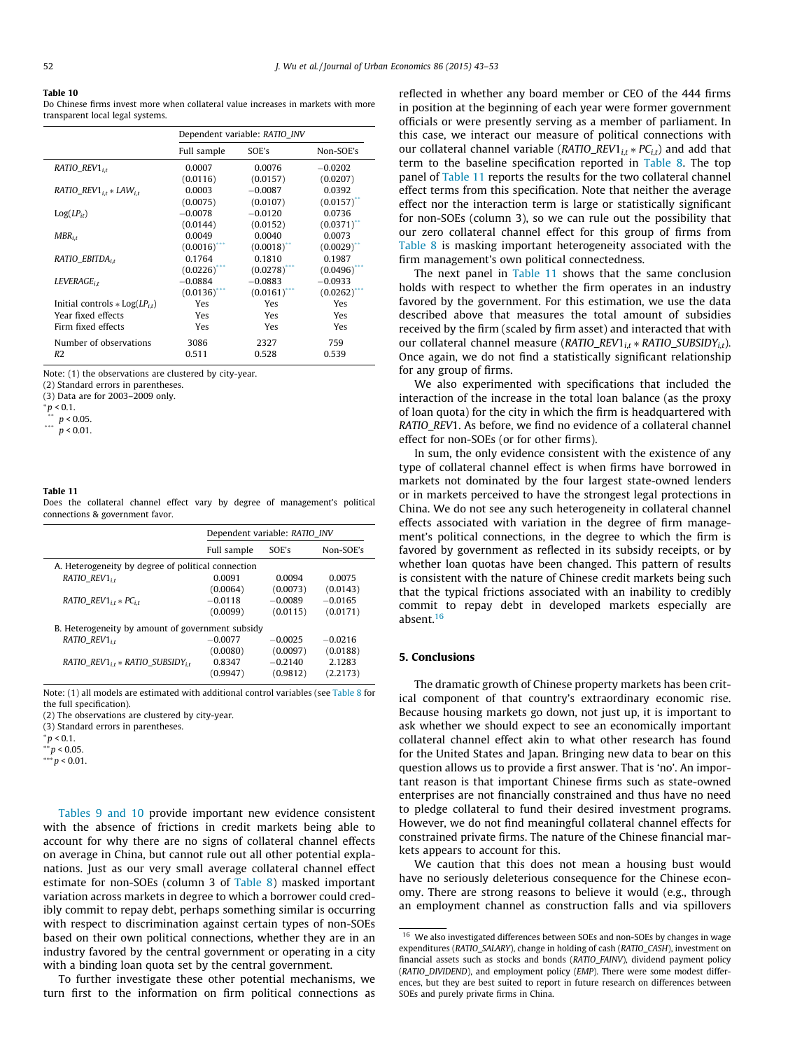**Table 10**
Do Chinese firms invest more when collateral value increases in markets with more transparent local legal systems.

| | Dependent variable: *RATIO_INV* | | |
|---|---|---|---|
| | Full sample | SOE's | Non-SOE's |
| $RATIO\_REV1_{i,t}$ | 0.0007 | 0.0076 | −0.0202 |
| | (0.0116) | (0.0157) | (0.0207) |
| $RATIO\_REV1_{i,t} * LAW_{i,t}$ | 0.0003 | −0.0087 | 0.0392 |
| | (0.0075) | (0.0107) | (0.0157)** |
| $\text{Log}(LP_{it})$ | −0.0078 | −0.0120 | 0.0736 |
| | (0.0144) | (0.0152) | (0.0371)** |
| $MBR_{i,t}$ | 0.0049 | 0.0040 | 0.0073 |
| | (0.0016)*** | (0.0018)** | (0.0029)** |
| $RATIO\_EBITDA_{i,t}$ | 0.1764 | 0.1810 | 0.1987 |
| | (0.0226)*** | (0.0278)*** | (0.0496)*** |
| $LEVERAGE_{i,t}$ | −0.0884 | −0.0883 | −0.0933 |
| | (0.0136)*** | (0.0161)*** | (0.0262)*** |
| Initial controls * $\text{Log}(LP_{i,t})$ | Yes | Yes | Yes |
| Year fixed effects | Yes | Yes | Yes |
| Firm fixed effects | Yes | Yes | Yes |
| Number of observations | 3086 | 2327 | 759 |
| R2 | 0.511 | 0.528 | 0.539 |

Note: (1) the observations are clustered by city-year.
(2) Standard errors in parentheses.
(3) Data are for 2003–2009 only.
* $p < 0.1$.
** $p < 0.05$.
*** $p < 0.01$.

**Table 11**
Does the collateral channel effect vary by degree of management's political connections & government favor.

| | Dependent variable: *RATIO_INV* | | |
|---|---|---|---|
| | Full sample | SOE's | Non-SOE's |
| A. Heterogeneity by degree of political connection | | | |
| $RATIO\_REV1_{i,t}$ | 0.0091 | 0.0094 | 0.0075 |
| | (0.0064) | (0.0073) | (0.0143) |
| $RATIO\_REV1_{i,t} * PC_{i,t}$ | −0.0118 | −0.0089 | −0.0165 |
| | (0.0099) | (0.0115) | (0.0171) |
| B. Heterogeneity by amount of government subsidy | | | |
| $RATIO\_REV1_{i,t}$ | −0.0077 | −0.0025 | −0.0216 |
| | (0.0080) | (0.0097) | (0.0188) |
| $RATIO\_REV1_{i,t} * RATIO\_SUBSIDY_{i,t}$ | 0.8347 | −0.2140 | 2.1283 |
| | (0.9947) | (0.9812) | (2.2173) |

Note: (1) all models are estimated with additional control variables (see Table 8 for the full specification).
(2) The observations are clustered by city-year.
(3) Standard errors in parentheses.
* $p < 0.1$.
** $p < 0.05$.
*** $p < 0.01$.

Tables 9 and 10 provide important new evidence consistent with the absence of frictions in credit markets being able to account for why there are no signs of collateral channel effects on average in China, but cannot rule out all other potential explanations. Just as our very small average collateral channel effect estimate for non-SOEs (column 3 of Table 8) masked important variation across markets in degree to which a borrower could credibly commit to repay debt, perhaps something similar is occurring with respect to discrimination against certain types of non-SOEs based on their own political connections, whether they are in an industry favored by the central government or operating in a city with a binding loan quota set by the central government.

To further investigate these other potential mechanisms, we turn first to the information on firm political connections as reflected in whether any board member or CEO of the 444 firms in position at the beginning of each year were former government officials or were presently serving as a member of parliament. In this case, we interact our measure of political connections with our collateral channel variable ($RATIO\_REV1_{i,t} * PC_{i,t}$) and add that term to the baseline specification reported in Table 8. The top panel of Table 11 reports the results for the two collateral channel effect terms from this specification. Note that neither the average effect nor the interaction term is large or statistically significant for non-SOEs (column 3), so we can rule out the possibility that our zero collateral channel effect for this group of firms from Table 8 is masking important heterogeneity associated with the firm management's own political connectedness.

The next panel in Table 11 shows that the same conclusion holds with respect to whether the firm operates in an industry favored by the government. For this estimation, we use the data described above that measures the total amount of subsidies received by the firm (scaled by firm asset) and interacted that with our collateral channel measure ($RATIO\_REV1_{i,t} * RATIO\_SUBSIDY_{i,t}$). Once again, we do not find a statistically significant relationship for any group of firms.

We also experimented with specifications that included the interaction of the increase in the total loan balance (as the proxy of loan quota) for the city in which the firm is headquartered with *RATIO_REV1*. As before, we find no evidence of a collateral channel effect for non-SOEs (or for other firms).

In sum, the only evidence consistent with the existence of any type of collateral channel effect is when firms have borrowed in markets not dominated by the four largest state-owned lenders or in markets perceived to have the strongest legal protections in China. We do not see any such heterogeneity in collateral channel effects associated with variation in the degree of firm management's political connections, in the degree to which the firm is favored by government as reflected in its subsidy receipts, or by whether loan quotas have been changed. This pattern of results is consistent with the nature of Chinese credit markets being such that the typical frictions associated with an inability to credibly commit to repay debt in developed markets especially are absent.[16]

## 5. Conclusions

The dramatic growth of Chinese property markets has been critical component of that country's extraordinary economic rise. Because housing markets go down, not just up, it is important to ask whether we should expect to see an economically important collateral channel effect akin to what other research has found for the United States and Japan. Bringing new data to bear on this question allows us to provide a first answer. That is 'no'. An important reason is that important Chinese firms such as state-owned enterprises are not financially constrained and thus have no need to pledge collateral to fund their desired investment programs. However, we do not find meaningful collateral channel effects for constrained private firms. The nature of the Chinese financial markets appears to account for this.

We caution that this does not mean a housing bust would have no seriously deleterious consequence for the Chinese economy. There are strong reasons to believe it would (e.g., through an employment channel as construction falls and via spillovers

[16] We also investigated differences between SOEs and non-SOEs by changes in wage expenditures (*RATIO_SALARY*), change in holding of cash (*RATIO_CASH*), investment on financial assets such as stocks and bonds (*RATIO_FAINV*), dividend payment policy (*RATIO_DIVIDEND*), and employment policy (*EMP*). There were some modest differences, but they are best suited to report in future research on differences between SOEs and purely private firms in China.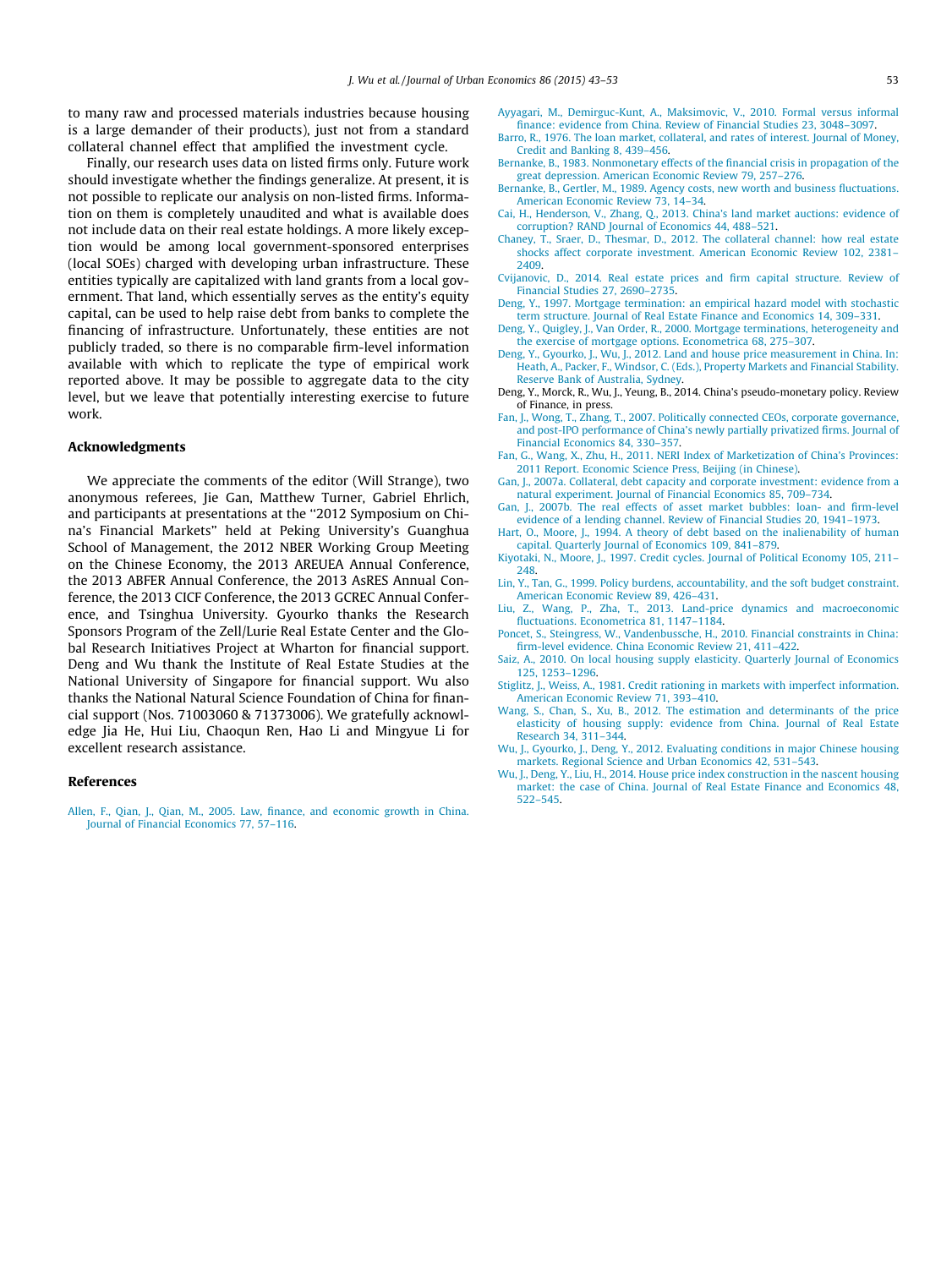to many raw and processed materials industries because housing is a large demander of their products), just not from a standard collateral channel effect that amplified the investment cycle.

Finally, our research uses data on listed firms only. Future work should investigate whether the findings generalize. At present, it is not possible to replicate our analysis on non-listed firms. Information on them is completely unaudited and what is available does not include data on their real estate holdings. A more likely exception would be among local government-sponsored enterprises (local SOEs) charged with developing urban infrastructure. These entities typically are capitalized with land grants from a local government. That land, which essentially serves as the entity's equity capital, can be used to help raise debt from banks to complete the financing of infrastructure. Unfortunately, these entities are not publicly traded, so there is no comparable firm-level information available with which to replicate the type of empirical work reported above. It may be possible to aggregate data to the city level, but we leave that potentially interesting exercise to future work.

## Acknowledgments

We appreciate the comments of the editor (Will Strange), two anonymous referees, Jie Gan, Matthew Turner, Gabriel Ehrlich, and participants at presentations at the "2012 Symposium on China's Financial Markets" held at Peking University's Guanghua School of Management, the 2012 NBER Working Group Meeting on the Chinese Economy, the 2013 AREUEA Annual Conference, the 2013 ABFER Annual Conference, the 2013 AsRES Annual Conference, the 2013 CICF Conference, the 2013 GCREC Annual Conference, and Tsinghua University. Gyourko thanks the Research Sponsors Program of the Zell/Lurie Real Estate Center and the Global Research Initiatives Project at Wharton for financial support. Deng and Wu thank the Institute of Real Estate Studies at the National University of Singapore for financial support. Wu also thanks the National Natural Science Foundation of China for financial support (Nos. 71003060 & 71373006). We gratefully acknowledge Jia He, Hui Liu, Chaoqun Ren, Hao Li and Mingyue Li for excellent research assistance.

## References

Allen, F., Qian, J., Qian, M., 2005. Law, finance, and economic growth in China. Journal of Financial Economics 77, 57–116.

Ayyagari, M., Demirguc-Kunt, A., Maksimovic, V., 2010. Formal versus informal finance: evidence from China. Review of Financial Studies 23, 3048–3097.

Barro, R., 1976. The loan market, collateral, and rates of interest. Journal of Money, Credit and Banking 8, 439–456.

Bernanke, B., 1983. Nonmonetary effects of the financial crisis in propagation of the great depression. American Economic Review 79, 257–276.

Bernanke, B., Gertler, M., 1989. Agency costs, new worth and business fluctuations. American Economic Review 73, 14–34.

Cai, H., Henderson, V., Zhang, Q., 2013. China's land market auctions: evidence of corruption? RAND Journal of Economics 44, 488–521.

Chaney, T., Sraer, D., Thesmar, D., 2012. The collateral channel: how real estate shocks affect corporate investment. American Economic Review 102, 2381–2409.

Cvijanovic, D., 2014. Real estate prices and firm capital structure. Review of Financial Studies 27, 2690–2735.

Deng, Y., 1997. Mortgage termination: an empirical hazard model with stochastic term structure. Journal of Real Estate Finance and Economics 14, 309–331.

Deng, Y., Quigley, J., Van Order, R., 2000. Mortgage terminations, heterogeneity and the exercise of mortgage options. Econometrica 68, 275–307.

Deng, Y., Gyourko, J., Wu, J., 2012. Land and house price measurement in China. In: Heath, A., Packer, F., Windsor, C. (Eds.), Property Markets and Financial Stability. Reserve Bank of Australia, Sydney.

Deng, Y., Morck, R., Wu, J., Yeung, B., 2014. China's pseudo-monetary policy. Review of Finance, in press.

Fan, J., Wong, T., Zhang, T., 2007. Politically connected CEOs, corporate governance, and post-IPO performance of China's newly partially privatized firms. Journal of Financial Economics 84, 330–357.

Fan, G., Wang, X., Zhu, H., 2011. NERI Index of Marketization of China's Provinces: 2011 Report. Economic Science Press, Beijing (in Chinese).

Gan, J., 2007a. Collateral, debt capacity and corporate investment: evidence from a natural experiment. Journal of Financial Economics 85, 709–734.

Gan, J., 2007b. The real effects of asset market bubbles: loan- and firm-level evidence of a lending channel. Review of Financial Studies 20, 1941–1973.

Hart, O., Moore, J., 1994. A theory of debt based on the inalienability of human capital. Quarterly Journal of Economics 109, 841–879.

Kiyotaki, N., Moore, J., 1997. Credit cycles. Journal of Political Economy 105, 211–248.

Lin, Y., Tan, G., 1999. Policy burdens, accountability, and the soft budget constraint. American Economic Review 89, 426–431.

Liu, Z., Wang, P., Zha, T., 2013. Land-price dynamics and macroeconomic fluctuations. Econometrica 81, 1147–1184.

Poncet, S., Steingress, W., Vandenbussche, H., 2010. Financial constraints in China: firm-level evidence. China Economic Review 21, 411–422.

Saiz, A., 2010. On local housing supply elasticity. Quarterly Journal of Economics 125, 1253–1296.

Stiglitz, J., Weiss, A., 1981. Credit rationing in markets with imperfect information. American Economic Review 71, 393–410.

Wang, S., Chan, S., Xu, B., 2012. The estimation and determinants of the price elasticity of housing supply: evidence from China. Journal of Real Estate Research 34, 311–344.

Wu, J., Gyourko, J., Deng, Y., 2012. Evaluating conditions in major Chinese housing markets. Regional Science and Urban Economics 42, 531–543.

Wu, J., Deng, Y., Liu, H., 2014. House price index construction in the nascent housing market: the case of China. Journal of Real Estate Finance and Economics 48, 522–545.